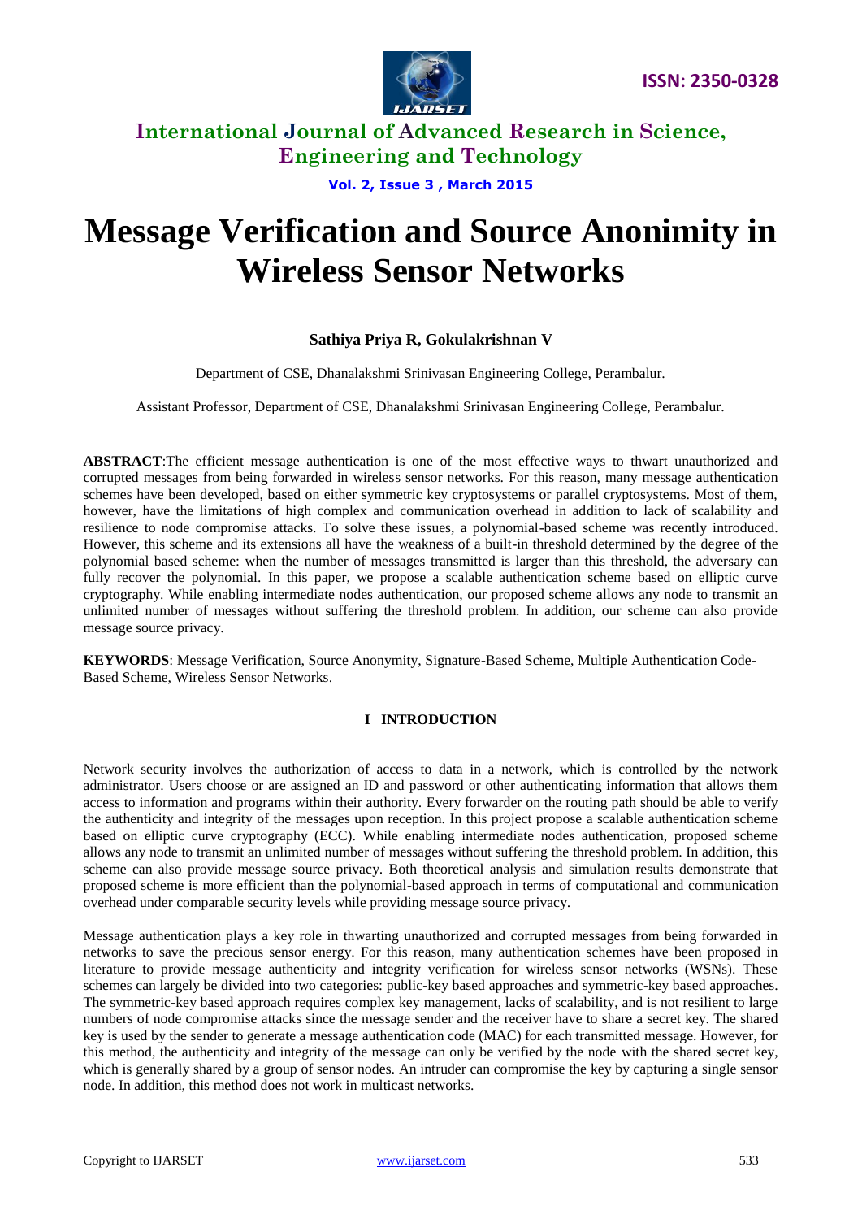# Message Verification and Source Anonimity in Wireless Sensor Networks

**Sathiya Priya R, Gokulakrishnan V**

Department of CSE, Dhanalakshmi Srinivasan Engineering College, Perambalur.

Assistant Professor, Department of CSE, Dhanalakshmi Srinivasan Engineering College, Perambalur.

**ABSTRACT**:The efficient message authentication is one of the most effective ways to thwart unauthorized and corrupted messages from being forwarded in wireless sensor networks. For this reason, many message authentication schemes have been developed, based on either symmetric key cryptosystems or parallel cryptosystems. Most of them, however, have the limitations of high complex and communication overhead in addition to lack of scalability and resilience to node compromise attacks. To solve these issues, a polynomial-based scheme was recently introduced. However, this scheme and its extensions all have the weakness of a built-in threshold determined by the degree of the polynomial based scheme: when the number of messages transmitted is larger than this threshold, the adversary can fully recover the polynomial. In this paper, we propose a scalable authentication scheme based on elliptic curve cryptography. While enabling intermediate nodes authentication, our proposed scheme allows any node to transmit an unlimited number of messages without suffering the threshold problem. In addition, our scheme can also provide message source privacy.

**KEYWORDS**: Message Verification, Source Anonymity, Signature-Based Scheme, Multiple Authentication Code-Based Scheme, Wireless Sensor Networks.

## I INTRODUCTION

Network security involves the authorization of access to data in a network, which is controlled by the network administrator. Users choose or are assigned an ID and password or other authenticating information that allows them access to information and programs within their authority. Every forwarder on the routing path should be able to verify the authenticity and integrity of the messages upon reception. In this project propose a scalable authentication scheme based on elliptic curve cryptography (ECC). While enabling intermediate nodes authentication, proposed scheme allows any node to transmit an unlimited number of messages without suffering the threshold problem. In addition, this scheme can also provide message source privacy. Both theoretical analysis and simulation results demonstrate that proposed scheme is more efficient than the polynomial-based approach in terms of computational and communication overhead under comparable security levels while providing message source privacy.

Message authentication plays a key role in thwarting unauthorized and corrupted messages from being forwarded in networks to save the precious sensor energy. For this reason, many authentication schemes have been proposed in literature to provide message authenticity and integrity verification for wireless sensor networks (WSNs). These schemes can largely be divided into two categories: public-key based approaches and symmetric-key based approaches. The symmetric-key based approach requires complex key management, lacks of scalability, and is not resilient to large numbers of node compromise attacks since the message sender and the receiver have to share a secret key. The shared key is used by the sender to generate a message authentication code (MAC) for each transmitted message. However, for this method, the authenticity and integrity of the message can only be verified by the node with the shared secret key, which is generally shared by a group of sensor nodes. An intruder can compromise the key by capturing a single sensor node. In addition, this method does not work in multicast networks.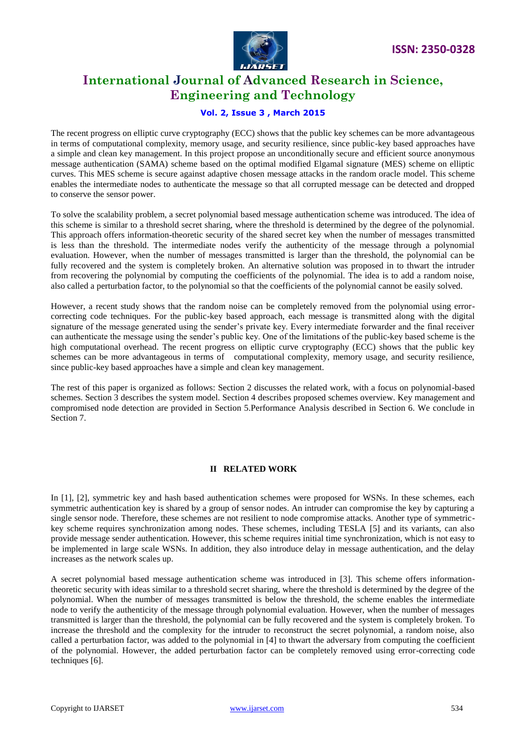The recent progress on elliptic curve cryptography (ECC) shows that the public key schemes can be more advantageous in terms of computational complexity, memory usage, and security resilience, since public-key based approaches have a simple and clean key management. In this project propose an unconditionally secure and efficient source anonymous message authentication (SAMA) scheme based on the optimal modified Elgamal signature (MES) scheme on elliptic curves. This MES scheme is secure against adaptive chosen message attacks in the random oracle model. This scheme enables the intermediate nodes to authenticate the message so that all corrupted message can be detected and dropped to conserve the sensor power.

To solve the scalability problem, a secret polynomial based message authentication scheme was introduced. The idea of this scheme is similar to a threshold secret sharing, where the threshold is determined by the degree of the polynomial. This approach offers information-theoretic security of the shared secret key when the number of messages transmitted is less than the threshold. The intermediate nodes verify the authenticity of the message through a polynomial evaluation. However, when the number of messages transmitted is larger than the threshold, the polynomial can be fully recovered and the system is completely broken. An alternative solution was proposed in to thwart the intruder from recovering the polynomial by computing the coefficients of the polynomial. The idea is to add a random noise, also called a perturbation factor, to the polynomial so that the coefficients of the polynomial cannot be easily solved.

However, a recent study shows that the random noise can be completely removed from the polynomial using error-correcting code techniques. For the public-key based approach, each message is transmitted along with the digital signature of the message generated using the sender's private key. Every intermediate forwarder and the final receiver can authenticate the message using the sender's public key. One of the limitations of the public-key based scheme is the high computational overhead. The recent progress on elliptic curve cryptography (ECC) shows that the public key schemes can be more advantageous in terms of computational complexity, memory usage, and security resilience, since public-key based approaches have a simple and clean key management.

The rest of this paper is organized as follows: Section 2 discusses the related work, with a focus on polynomial-based schemes. Section 3 describes the system model. Section 4 describes proposed schemes overview. Key management and compromised node detection are provided in Section 5.Performance Analysis described in Section 6. We conclude in Section 7.

## II RELATED WORK

In [1], [2], symmetric key and hash based authentication schemes were proposed for WSNs. In these schemes, each symmetric authentication key is shared by a group of sensor nodes. An intruder can compromise the key by capturing a single sensor node. Therefore, these schemes are not resilient to node compromise attacks. Another type of symmetric-key scheme requires synchronization among nodes. These schemes, including TESLA [5] and its variants, can also provide message sender authentication. However, this scheme requires initial time synchronization, which is not easy to be implemented in large scale WSNs. In addition, they also introduce delay in message authentication, and the delay increases as the network scales up.

A secret polynomial based message authentication scheme was introduced in [3]. This scheme offers information-theoretic security with ideas similar to a threshold secret sharing, where the threshold is determined by the degree of the polynomial. When the number of messages transmitted is below the threshold, the scheme enables the intermediate node to verify the authenticity of the message through polynomial evaluation. However, when the number of messages transmitted is larger than the threshold, the polynomial can be fully recovered and the system is completely broken. To increase the threshold and the complexity for the intruder to reconstruct the secret polynomial, a random noise, also called a perturbation factor, was added to the polynomial in [4] to thwart the adversary from computing the coefficient of the polynomial. However, the added perturbation factor can be completely removed using error-correcting code techniques [6].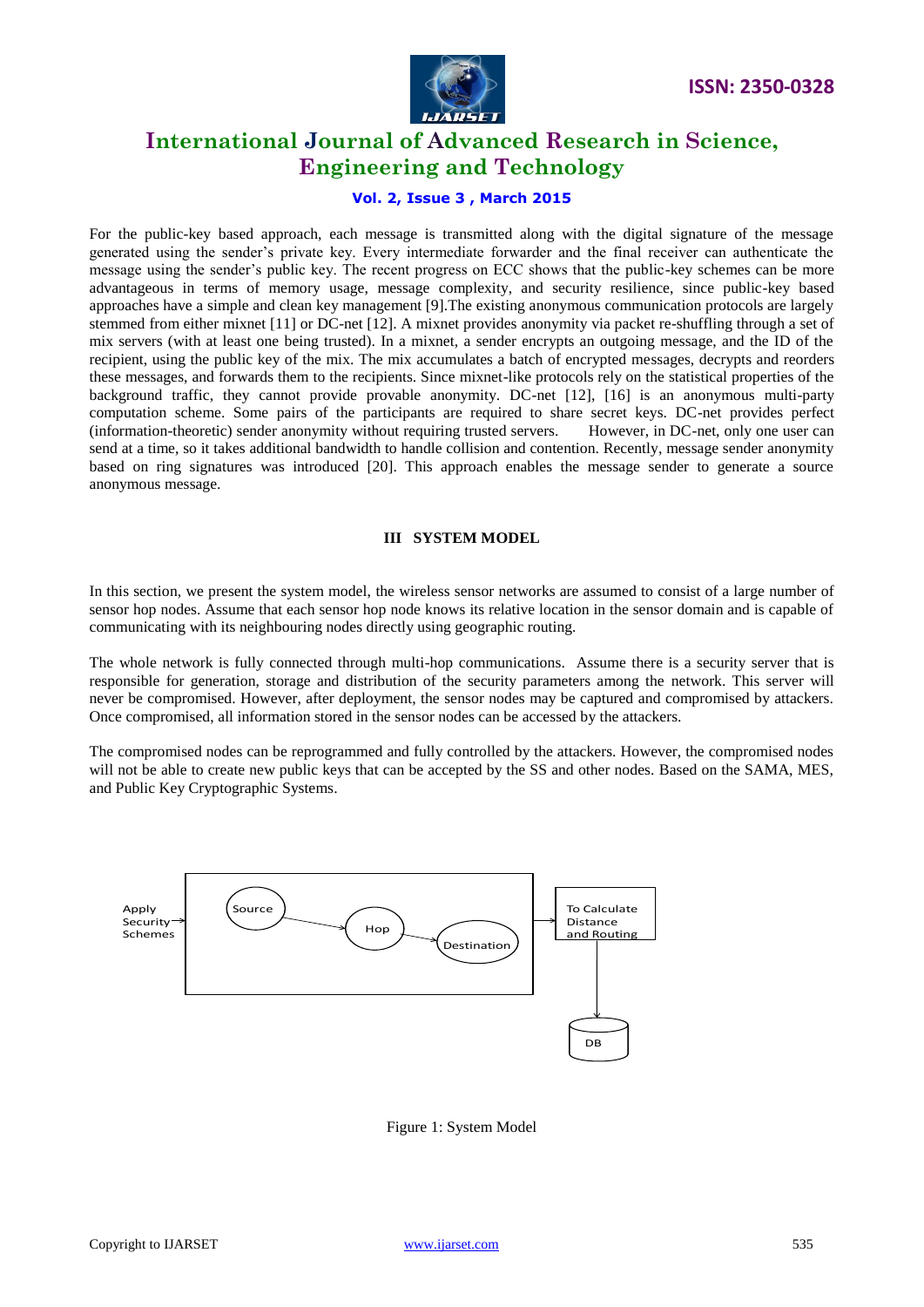For the public-key based approach, each message is transmitted along with the digital signature of the message generated using the sender's private key. Every intermediate forwarder and the final receiver can authenticate the message using the sender's public key. The recent progress on ECC shows that the public-key schemes can be more advantageous in terms of memory usage, message complexity, and security resilience, since public-key based approaches have a simple and clean key management [9].The existing anonymous communication protocols are largely stemmed from either mixnet [11] or DC-net [12]. A mixnet provides anonymity via packet re-shuffling through a set of mix servers (with at least one being trusted). In a mixnet, a sender encrypts an outgoing message, and the ID of the recipient, using the public key of the mix. The mix accumulates a batch of encrypted messages, decrypts and reorders these messages, and forwards them to the recipients. Since mixnet-like protocols rely on the statistical properties of the background traffic, they cannot provide provable anonymity. DC-net [12], [16] is an anonymous multi-party computation scheme. Some pairs of the participants are required to share secret keys. DC-net provides perfect (information-theoretic) sender anonymity without requiring trusted servers. However, in DC-net, only one user can send at a time, so it takes additional bandwidth to handle collision and contention. Recently, message sender anonymity based on ring signatures was introduced [20]. This approach enables the message sender to generate a source anonymous message.

## III SYSTEM MODEL

In this section, we present the system model, the wireless sensor networks are assumed to consist of a large number of sensor hop nodes. Assume that each sensor hop node knows its relative location in the sensor domain and is capable of communicating with its neighbouring nodes directly using geographic routing.

The whole network is fully connected through multi-hop communications. Assume there is a security server that is responsible for generation, storage and distribution of the security parameters among the network. This server will never be compromised. However, after deployment, the sensor nodes may be captured and compromised by attackers. Once compromised, all information stored in the sensor nodes can be accessed by the attackers.

The compromised nodes can be reprogrammed and fully controlled by the attackers. However, the compromised nodes will not be able to create new public keys that can be accepted by the SS and other nodes. Based on the SAMA, MES, and Public Key Cryptographic Systems.

Apply Security Schemes → [Source → Hop → Destination] → To Calculate Distance and Routing → DB

Figure 1: System Model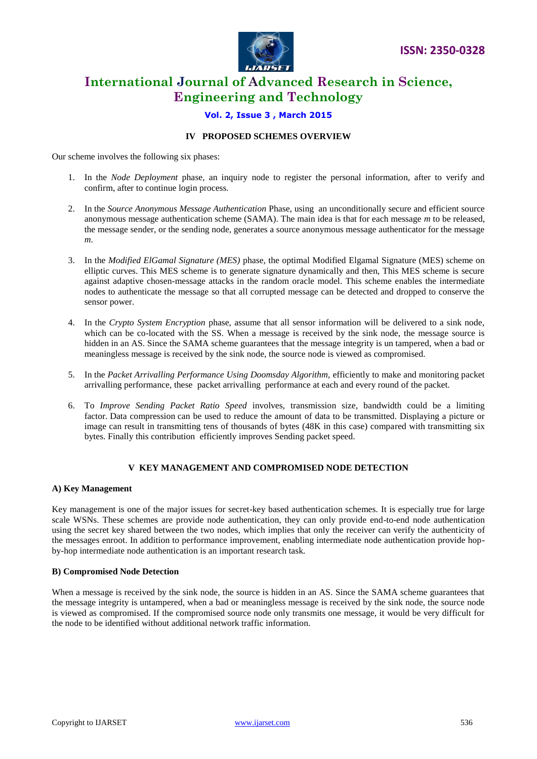## IV PROPOSED SCHEMES OVERVIEW

Our scheme involves the following six phases:

1. In the *Node Deployment* phase, an inquiry node to register the personal information, after to verify and confirm, after to continue login process.

2. In the *Source Anonymous Message Authentication* Phase, using an unconditionally secure and efficient source anonymous message authentication scheme (SAMA). The main idea is that for each message *m* to be released, the message sender, or the sending node, generates a source anonymous message authenticator for the message *m*.

3. In the *Modified ElGamal Signature (MES)* phase, the optimal Modified Elgamal Signature (MES) scheme on elliptic curves. This MES scheme is to generate signature dynamically and then, This MES scheme is secure against adaptive chosen-message attacks in the random oracle model. This scheme enables the intermediate nodes to authenticate the message so that all corrupted message can be detected and dropped to conserve the sensor power.

4. In the *Crypto System Encryption* phase, assume that all sensor information will be delivered to a sink node, which can be co-located with the SS. When a message is received by the sink node, the message source is hidden in an AS. Since the SAMA scheme guarantees that the message integrity is un tampered, when a bad or meaningless message is received by the sink node, the source node is viewed as compromised.

5. In the *Packet Arrivalling Performance Using Doomsday Algorithm,* efficiently to make and monitoring packet arrivalling performance, these packet arrivalling performance at each and every round of the packet.

6. To *Improve Sending Packet Ratio Speed* involves, transmission size, bandwidth could be a limiting factor. Data compression can be used to reduce the amount of data to be transmitted. Displaying a picture or image can result in transmitting tens of thousands of bytes (48K in this case) compared with transmitting six bytes. Finally this contribution efficiently improves Sending packet speed.

## V KEY MANAGEMENT AND COMPROMISED NODE DETECTION

### A) Key Management

Key management is one of the major issues for secret-key based authentication schemes. It is especially true for large scale WSNs. These schemes are provide node authentication, they can only provide end-to-end node authentication using the secret key shared between the two nodes, which implies that only the receiver can verify the authenticity of the messages enroot. In addition to performance improvement, enabling intermediate node authentication provide hop-by-hop intermediate node authentication is an important research task.

### B) Compromised Node Detection

When a message is received by the sink node, the source is hidden in an AS. Since the SAMA scheme guarantees that the message integrity is untampered, when a bad or meaningless message is received by the sink node, the source node is viewed as compromised. If the compromised source node only transmits one message, it would be very difficult for the node to be identified without additional network traffic information.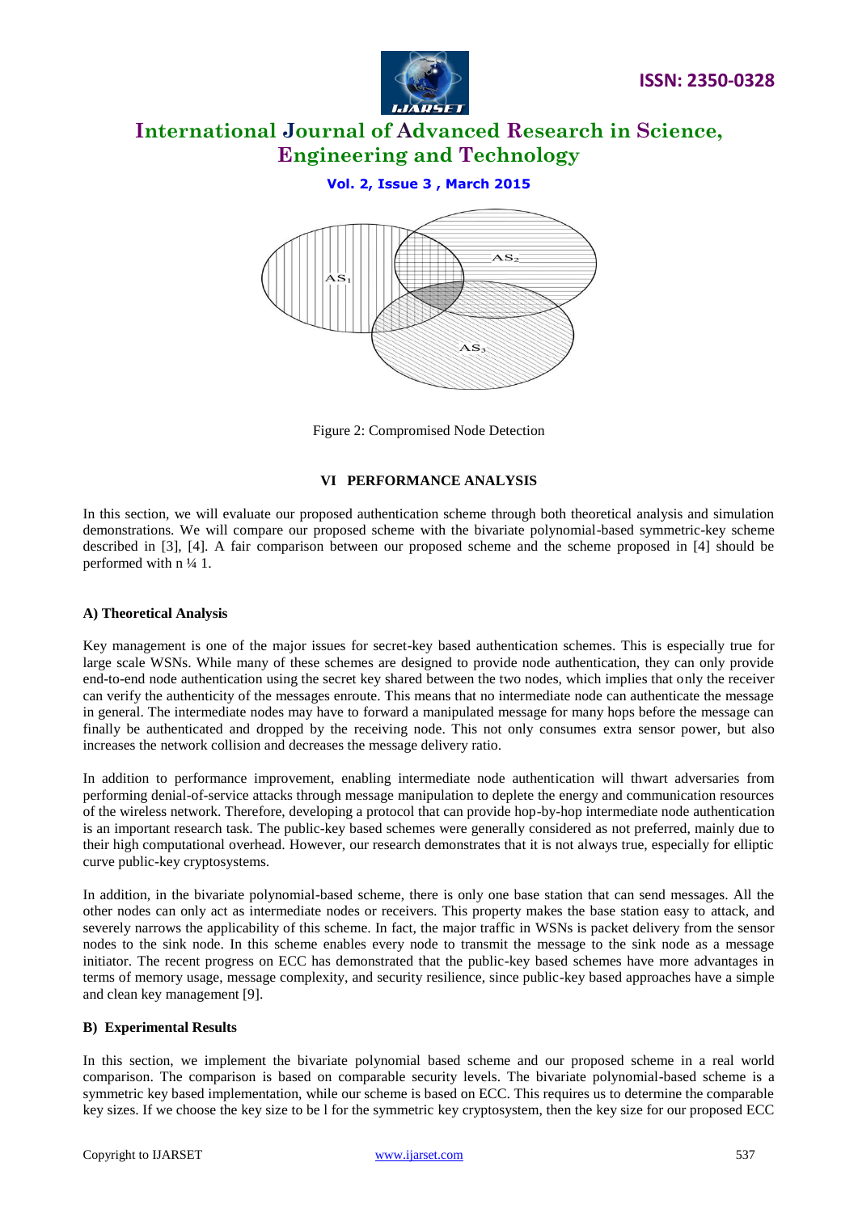AS1

AS2

AS3

Figure 2: Compromised Node Detection

## VI PERFORMANCE ANALYSIS

In this section, we will evaluate our proposed authentication scheme through both theoretical analysis and simulation demonstrations. We will compare our proposed scheme with the bivariate polynomial-based symmetric-key scheme described in [3], [4]. A fair comparison between our proposed scheme and the scheme proposed in [4] should be performed with n ¼ 1.

### A) Theoretical Analysis

Key management is one of the major issues for secret-key based authentication schemes. This is especially true for large scale WSNs. While many of these schemes are designed to provide node authentication, they can only provide end-to-end node authentication using the secret key shared between the two nodes, which implies that only the receiver can verify the authenticity of the messages enroute. This means that no intermediate node can authenticate the message in general. The intermediate nodes may have to forward a manipulated message for many hops before the message can finally be authenticated and dropped by the receiving node. This not only consumes extra sensor power, but also increases the network collision and decreases the message delivery ratio.

In addition to performance improvement, enabling intermediate node authentication will thwart adversaries from performing denial-of-service attacks through message manipulation to deplete the energy and communication resources of the wireless network. Therefore, developing a protocol that can provide hop-by-hop intermediate node authentication is an important research task. The public-key based schemes were generally considered as not preferred, mainly due to their high computational overhead. However, our research demonstrates that it is not always true, especially for elliptic curve public-key cryptosystems.

In addition, in the bivariate polynomial-based scheme, there is only one base station that can send messages. All the other nodes can only act as intermediate nodes or receivers. This property makes the base station easy to attack, and severely narrows the applicability of this scheme. In fact, the major traffic in WSNs is packet delivery from the sensor nodes to the sink node. In this scheme enables every node to transmit the message to the sink node as a message initiator. The recent progress on ECC has demonstrated that the public-key based schemes have more advantages in terms of memory usage, message complexity, and security resilience, since public-key based approaches have a simple and clean key management [9].

### B) Experimental Results

In this section, we implement the bivariate polynomial based scheme and our proposed scheme in a real world comparison. The comparison is based on comparable security levels. The bivariate polynomial-based scheme is a symmetric key based implementation, while our scheme is based on ECC. This requires us to determine the comparable key sizes. If we choose the key size to be l for the symmetric key cryptosystem, then the key size for our proposed ECC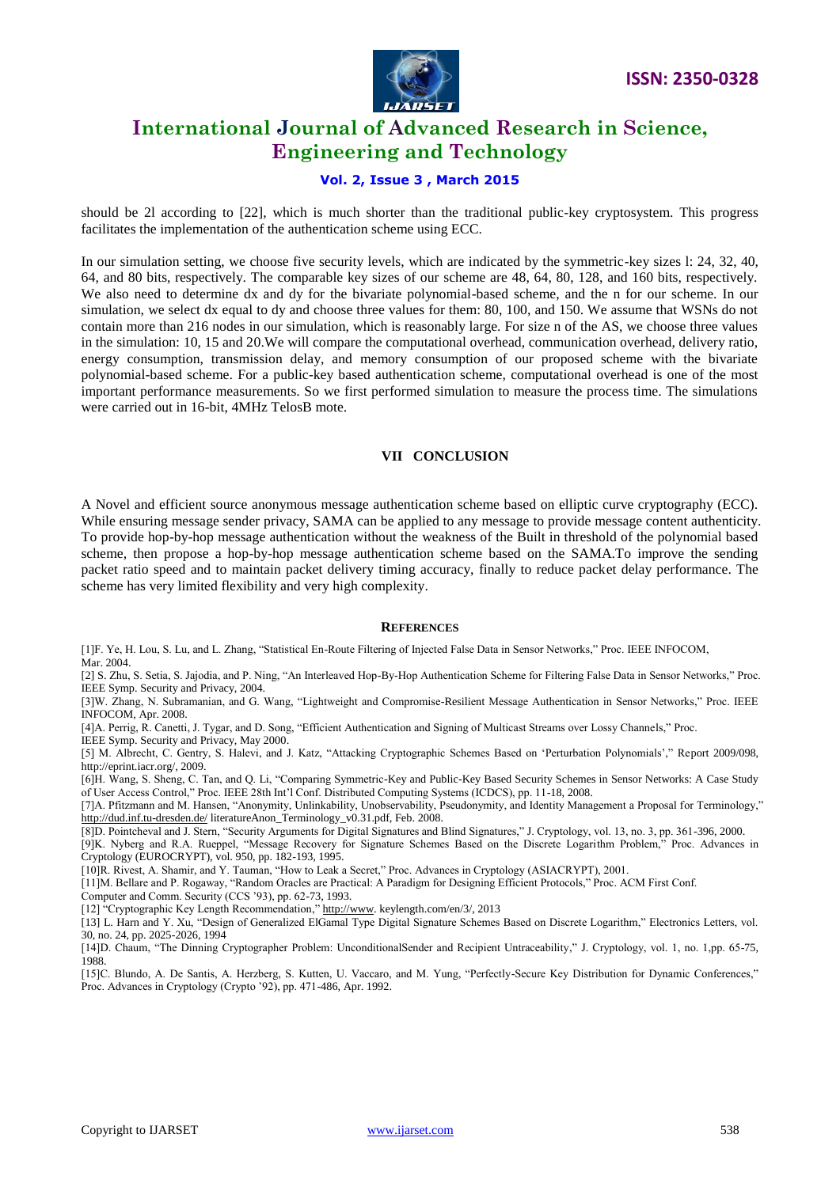should be 2l according to [22], which is much shorter than the traditional public-key cryptosystem. This progress facilitates the implementation of the authentication scheme using ECC.

In our simulation setting, we choose five security levels, which are indicated by the symmetric-key sizes l: 24, 32, 40, 64, and 80 bits, respectively. The comparable key sizes of our scheme are 48, 64, 80, 128, and 160 bits, respectively. We also need to determine dx and dy for the bivariate polynomial-based scheme, and the n for our scheme. In our simulation, we select dx equal to dy and choose three values for them: 80, 100, and 150. We assume that WSNs do not contain more than 216 nodes in our simulation, which is reasonably large. For size n of the AS, we choose three values in the simulation: 10, 15 and 20.We will compare the computational overhead, communication overhead, delivery ratio, energy consumption, transmission delay, and memory consumption of our proposed scheme with the bivariate polynomial-based scheme. For a public-key based authentication scheme, computational overhead is one of the most important performance measurements. So we first performed simulation to measure the process time. The simulations were carried out in 16-bit, 4MHz TelosB mote.

## VII CONCLUSION

A Novel and efficient source anonymous message authentication scheme based on elliptic curve cryptography (ECC). While ensuring message sender privacy, SAMA can be applied to any message to provide message content authenticity. To provide hop-by-hop message authentication without the weakness of the Built in threshold of the polynomial based scheme, then propose a hop-by-hop message authentication scheme based on the SAMA.To improve the sending packet ratio speed and to maintain packet delivery timing accuracy, finally to reduce packet delay performance. The scheme has very limited flexibility and very high complexity.

## REFERENCES

[1]F. Ye, H. Lou, S. Lu, and L. Zhang, "Statistical En-Route Filtering of Injected False Data in Sensor Networks," Proc. IEEE INFOCOM, Mar. 2004.

[2] S. Zhu, S. Setia, S. Jajodia, and P. Ning, "An Interleaved Hop-By-Hop Authentication Scheme for Filtering False Data in Sensor Networks," Proc. IEEE Symp. Security and Privacy, 2004.

[3]W. Zhang, N. Subramanian, and G. Wang, "Lightweight and Compromise-Resilient Message Authentication in Sensor Networks," Proc. IEEE INFOCOM, Apr. 2008.

[4]A. Perrig, R. Canetti, J. Tygar, and D. Song, "Efficient Authentication and Signing of Multicast Streams over Lossy Channels," Proc. IEEE Symp. Security and Privacy, May 2000.

[5] M. Albrecht, C. Gentry, S. Halevi, and J. Katz, "Attacking Cryptographic Schemes Based on 'Perturbation Polynomials'," Report 2009/098, http://eprint.iacr.org/, 2009.

[6]H. Wang, S. Sheng, C. Tan, and Q. Li, "Comparing Symmetric-Key and Public-Key Based Security Schemes in Sensor Networks: A Case Study of User Access Control," Proc. IEEE 28th Int'l Conf. Distributed Computing Systems (ICDCS), pp. 11-18, 2008.

[7]A. Pfitzmann and M. Hansen, "Anonymity, Unlinkability, Unobservability, Pseudonymity, and Identity Management a Proposal for Terminology," http://dud.inf.tu-dresden.de/ literatureAnon_Terminology_v0.31.pdf, Feb. 2008.

[8]D. Pointcheval and J. Stern, "Security Arguments for Digital Signatures and Blind Signatures," J. Cryptology, vol. 13, no. 3, pp. 361-396, 2000.

[9]K. Nyberg and R.A. Rueppel, "Message Recovery for Signature Schemes Based on the Discrete Logarithm Problem," Proc. Advances in Cryptology (EUROCRYPT), vol. 950, pp. 182-193, 1995.

[10]R. Rivest, A. Shamir, and Y. Tauman, "How to Leak a Secret," Proc. Advances in Cryptology (ASIACRYPT), 2001.

[11]M. Bellare and P. Rogaway, "Random Oracles are Practical: A Paradigm for Designing Efficient Protocols," Proc. ACM First Conf. Computer and Comm. Security (CCS '93), pp. 62-73, 1993.

[12] "Cryptographic Key Length Recommendation," http://www. keylength.com/en/3/, 2013

[13] L. Harn and Y. Xu, "Design of Generalized ElGamal Type Digital Signature Schemes Based on Discrete Logarithm," Electronics Letters, vol. 30, no. 24, pp. 2025-2026, 1994

[14]D. Chaum, "The Dinning Cryptographer Problem: UnconditionalSender and Recipient Untraceability," J. Cryptology, vol. 1, no. 1,pp. 65-75, 1988.

[15]C. Blundo, A. De Santis, A. Herzberg, S. Kutten, U. Vaccaro, and M. Yung, "Perfectly-Secure Key Distribution for Dynamic Conferences," Proc. Advances in Cryptology (Crypto '92), pp. 471-486, Apr. 1992.